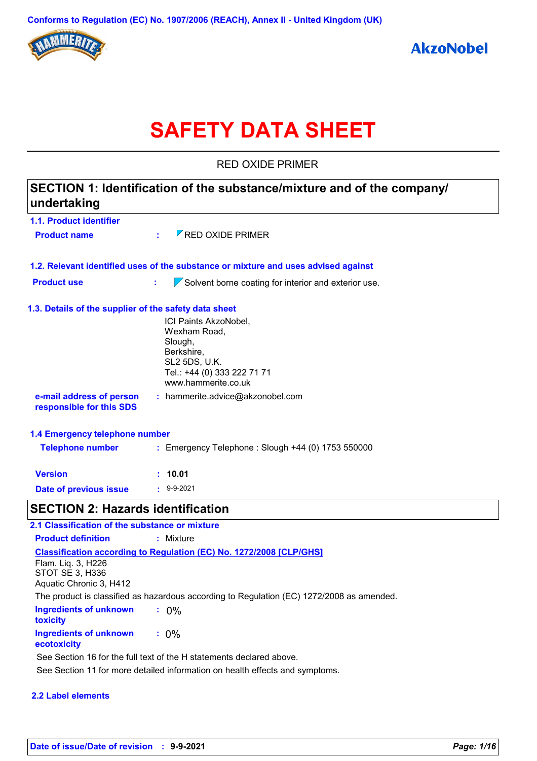Conforms to Regulation (EC) No. 1907/2006 (REACH), Annex II - United Kingdom (UK)

HAMMERITE

AkzoNobel

# SAFETY DATA SHEET

RED OXIDE PRIMER

## SECTION 1: Identification of the substance/mixture and of the company/ undertaking

### 1.1. Product identifier

**Product name** : RED OXIDE PRIMER

### 1.2. Relevant identified uses of the substance or mixture and uses advised against

**Product use** : Solvent borne coating for interior and exterior use.

### 1.3. Details of the supplier of the safety data sheet

ICI Paints AkzoNobel,
Wexham Road,
Slough,
Berkshire,
SL2 5DS, U.K.
Tel.: +44 (0) 333 222 71 71
www.hammerite.co.uk

**e-mail address of person responsible for this SDS** : hammerite.advice@akzonobel.com

### 1.4 Emergency telephone number

**Telephone number** : Emergency Telephone : Slough +44 (0) 1753 550000

**Version** : **10.01**

**Date of previous issue** : 9-9-2021

## SECTION 2: Hazards identification

### 2.1 Classification of the substance or mixture

**Product definition** : Mixture

**Classification according to Regulation (EC) No. 1272/2008 [CLP/GHS]**

Flam. Liq. 3, H226
STOT SE 3, H336
Aquatic Chronic 3, H412

The product is classified as hazardous according to Regulation (EC) 1272/2008 as amended.

**Ingredients of unknown toxicity** : 0%

**Ingredients of unknown ecotoxicity** : 0%

See Section 16 for the full text of the H statements declared above.

See Section 11 for more detailed information on health effects and symptoms.

### 2.2 Label elements

**Date of issue/Date of revision** : **9-9-2021**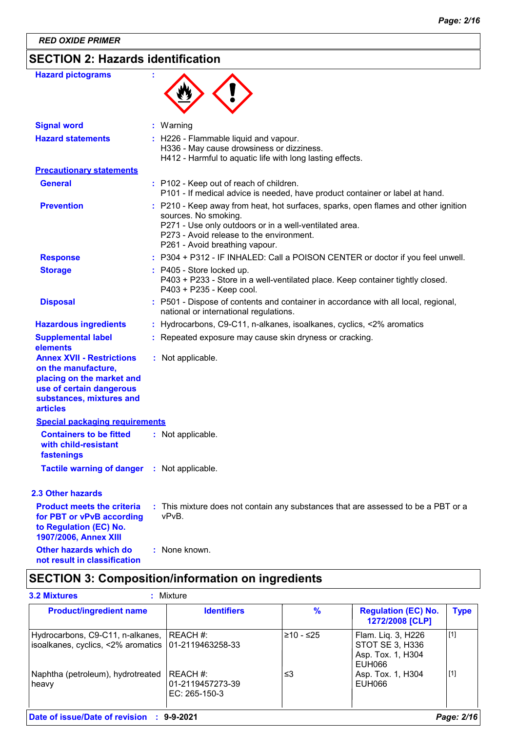RED OXIDE PRIMER

## SECTION 2: Hazards identification

**Hazard pictograms** :

**Signal word** : Warning

**Hazard statements** : H226 - Flammable liquid and vapour.
H336 - May cause drowsiness or dizziness.
H412 - Harmful to aquatic life with long lasting effects.

**Precautionary statements**

**General** : P102 - Keep out of reach of children.
P101 - If medical advice is needed, have product container or label at hand.

**Prevention** : P210 - Keep away from heat, hot surfaces, sparks, open flames and other ignition sources. No smoking.
P271 - Use only outdoors or in a well-ventilated area.
P273 - Avoid release to the environment.
P261 - Avoid breathing vapour.

**Response** : P304 + P312 - IF INHALED: Call a POISON CENTER or doctor if you feel unwell.

**Storage** : P405 - Store locked up.
P403 + P233 - Store in a well-ventilated place. Keep container tightly closed.
P403 + P235 - Keep cool.

**Disposal** : P501 - Dispose of contents and container in accordance with all local, regional, national or international regulations.

**Hazardous ingredients** : Hydrocarbons, C9-C11, n-alkanes, isoalkanes, cyclics, <2% aromatics

**Supplemental label elements** : Repeated exposure may cause skin dryness or cracking.

**Annex XVII - Restrictions on the manufacture, placing on the market and use of certain dangerous substances, mixtures and articles** : Not applicable.

**Special packaging requirements**

**Containers to be fitted with child-resistant fastenings** : Not applicable.

**Tactile warning of danger** : Not applicable.

### 2.3 Other hazards

**Product meets the criteria for PBT or vPvB according to Regulation (EC) No. 1907/2006, Annex XIII** : This mixture does not contain any substances that are assessed to be a PBT or a vPvB.

**Other hazards which do not result in classification** : None known.

## SECTION 3: Composition/information on ingredients

**3.2 Mixtures** : Mixture

| Product/ingredient name | Identifiers | % | Regulation (EC) No. 1272/2008 [CLP] | Type |
|---|---|---|---|---|
| Hydrocarbons, C9-C11, n-alkanes, isoalkanes, cyclics, <2% aromatics | REACH #: 01-2119463258-33 | ≥10 - ≤25 | Flam. Liq. 3, H226<br>STOT SE 3, H336<br>Asp. Tox. 1, H304<br>EUH066 | [1] |
| Naphtha (petroleum), hydrotreated heavy | REACH #: 01-2119457273-39<br>EC: 265-150-3 | ≤3 | Asp. Tox. 1, H304<br>EUH066 | [1] |

**Date of issue/Date of revision** : 9-9-2021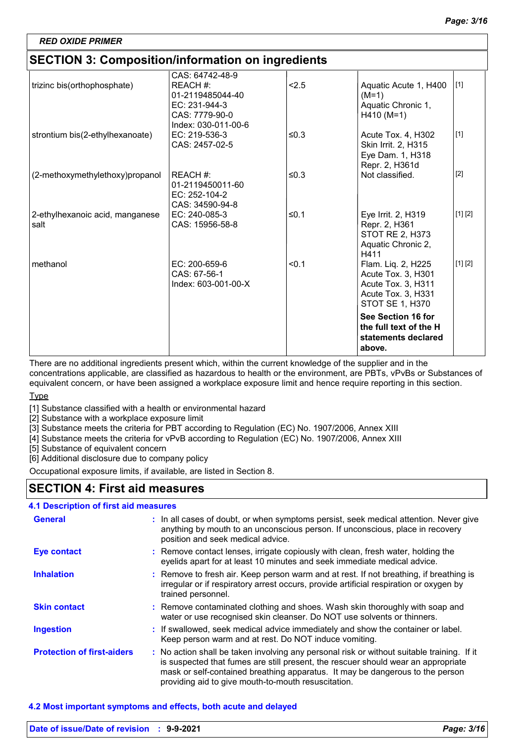RED OXIDE PRIMER

## SECTION 3: Composition/information on ingredients

| | | | | |
|---|---|---|---|---|
| trizinc bis(orthophosphate) | CAS: 64742-48-9<br>REACH #: 01-2119485044-40<br>EC: 231-944-3<br>CAS: 7779-90-0<br>Index: 030-011-00-6 | <2.5 | Aquatic Acute 1, H400 (M=1)<br>Aquatic Chronic 1, H410 (M=1) | [1] |
| strontium bis(2-ethylhexanoate) | EC: 219-536-3<br>CAS: 2457-02-5 | ≤0.3 | Acute Tox. 4, H302<br>Skin Irrit. 2, H315<br>Eye Dam. 1, H318<br>Repr. 2, H361d | [1] |
| (2-methoxymethylethoxy)propanol | REACH #: 01-2119450011-60<br>EC: 252-104-2<br>CAS: 34590-94-8 | ≤0.3 | Not classified. | [2] |
| 2-ethylhexanoic acid, manganese salt | EC: 240-085-3<br>CAS: 15956-58-8 | ≤0.1 | Eye Irrit. 2, H319<br>Repr. 2, H361<br>STOT RE 2, H373<br>Aquatic Chronic 2, H411 | [1] [2] |
| methanol | EC: 200-659-6<br>CAS: 67-56-1<br>Index: 603-001-00-X | <0.1 | Flam. Liq. 2, H225<br>Acute Tox. 3, H301<br>Acute Tox. 3, H311<br>Acute Tox. 3, H331<br>STOT SE 1, H370 | [1] [2] |
| | | | **See Section 16 for the full text of the H statements declared above.** | |

There are no additional ingredients present which, within the current knowledge of the supplier and in the concentrations applicable, are classified as hazardous to health or the environment, are PBTs, vPvBs or Substances of equivalent concern, or have been assigned a workplace exposure limit and hence require reporting in this section.

Type

[1] Substance classified with a health or environmental hazard
[2] Substance with a workplace exposure limit
[3] Substance meets the criteria for PBT according to Regulation (EC) No. 1907/2006, Annex XIII
[4] Substance meets the criteria for vPvB according to Regulation (EC) No. 1907/2006, Annex XIII
[5] Substance of equivalent concern
[6] Additional disclosure due to company policy

Occupational exposure limits, if available, are listed in Section 8.

## SECTION 4: First aid measures

### 4.1 Description of first aid measures

**General** : In all cases of doubt, or when symptoms persist, seek medical attention. Never give anything by mouth to an unconscious person. If unconscious, place in recovery position and seek medical advice.

**Eye contact** : Remove contact lenses, irrigate copiously with clean, fresh water, holding the eyelids apart for at least 10 minutes and seek immediate medical advice.

**Inhalation** : Remove to fresh air. Keep person warm and at rest. If not breathing, if breathing is irregular or if respiratory arrest occurs, provide artificial respiration or oxygen by trained personnel.

**Skin contact** : Remove contaminated clothing and shoes. Wash skin thoroughly with soap and water or use recognised skin cleanser. Do NOT use solvents or thinners.

**Ingestion** : If swallowed, seek medical advice immediately and show the container or label. Keep person warm and at rest. Do NOT induce vomiting.

**Protection of first-aiders** : No action shall be taken involving any personal risk or without suitable training. If it is suspected that fumes are still present, the rescuer should wear an appropriate mask or self-contained breathing apparatus. It may be dangerous to the person providing aid to give mouth-to-mouth resuscitation.

### 4.2 Most important symptoms and effects, both acute and delayed

Date of issue/Date of revision : 9-9-2021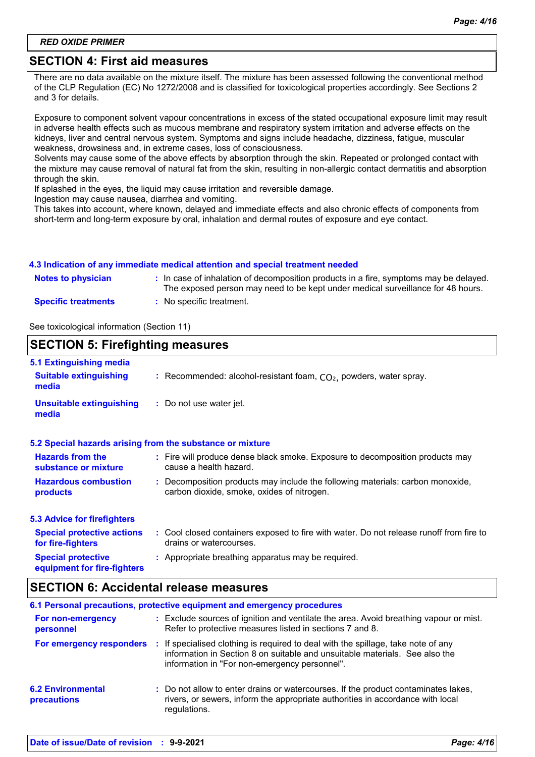## SECTION 4: First aid measures

There are no data available on the mixture itself. The mixture has been assessed following the conventional method of the CLP Regulation (EC) No 1272/2008 and is classified for toxicological properties accordingly. See Sections 2 and 3 for details.

Exposure to component solvent vapour concentrations in excess of the stated occupational exposure limit may result in adverse health effects such as mucous membrane and respiratory system irritation and adverse effects on the kidneys, liver and central nervous system. Symptoms and signs include headache, dizziness, fatigue, muscular weakness, drowsiness and, in extreme cases, loss of consciousness.
Solvents may cause some of the above effects by absorption through the skin. Repeated or prolonged contact with the mixture may cause removal of natural fat from the skin, resulting in non-allergic contact dermatitis and absorption through the skin.
If splashed in the eyes, the liquid may cause irritation and reversible damage.
Ingestion may cause nausea, diarrhea and vomiting.
This takes into account, where known, delayed and immediate effects and also chronic effects of components from short-term and long-term exposure by oral, inhalation and dermal routes of exposure and eye contact.

### 4.3 Indication of any immediate medical attention and special treatment needed

**Notes to physician** : In case of inhalation of decomposition products in a fire, symptoms may be delayed. The exposed person may need to be kept under medical surveillance for 48 hours.

**Specific treatments** : No specific treatment.

See toxicological information (Section 11)

## SECTION 5: Firefighting measures

### 5.1 Extinguishing media

**Suitable extinguishing media** : Recommended: alcohol-resistant foam, $CO_2$, powders, water spray.

**Unsuitable extinguishing media** : Do not use water jet.

### 5.2 Special hazards arising from the substance or mixture

**Hazards from the substance or mixture** : Fire will produce dense black smoke. Exposure to decomposition products may cause a health hazard.

**Hazardous combustion products** : Decomposition products may include the following materials: carbon monoxide, carbon dioxide, smoke, oxides of nitrogen.

### 5.3 Advice for firefighters

**Special protective actions for fire-fighters** : Cool closed containers exposed to fire with water. Do not release runoff from fire to drains or watercourses.

**Special protective equipment for fire-fighters** : Appropriate breathing apparatus may be required.

## SECTION 6: Accidental release measures

### 6.1 Personal precautions, protective equipment and emergency procedures

**For non-emergency personnel** : Exclude sources of ignition and ventilate the area. Avoid breathing vapour or mist. Refer to protective measures listed in sections 7 and 8.

**For emergency responders** : If specialised clothing is required to deal with the spillage, take note of any information in Section 8 on suitable and unsuitable materials. See also the information in "For non-emergency personnel".

### 6.2 Environmental precautions

: Do not allow to enter drains or watercourses. If the product contaminates lakes, rivers, or sewers, inform the appropriate authorities in accordance with local regulations.

**Date of issue/Date of revision** : 9-9-2021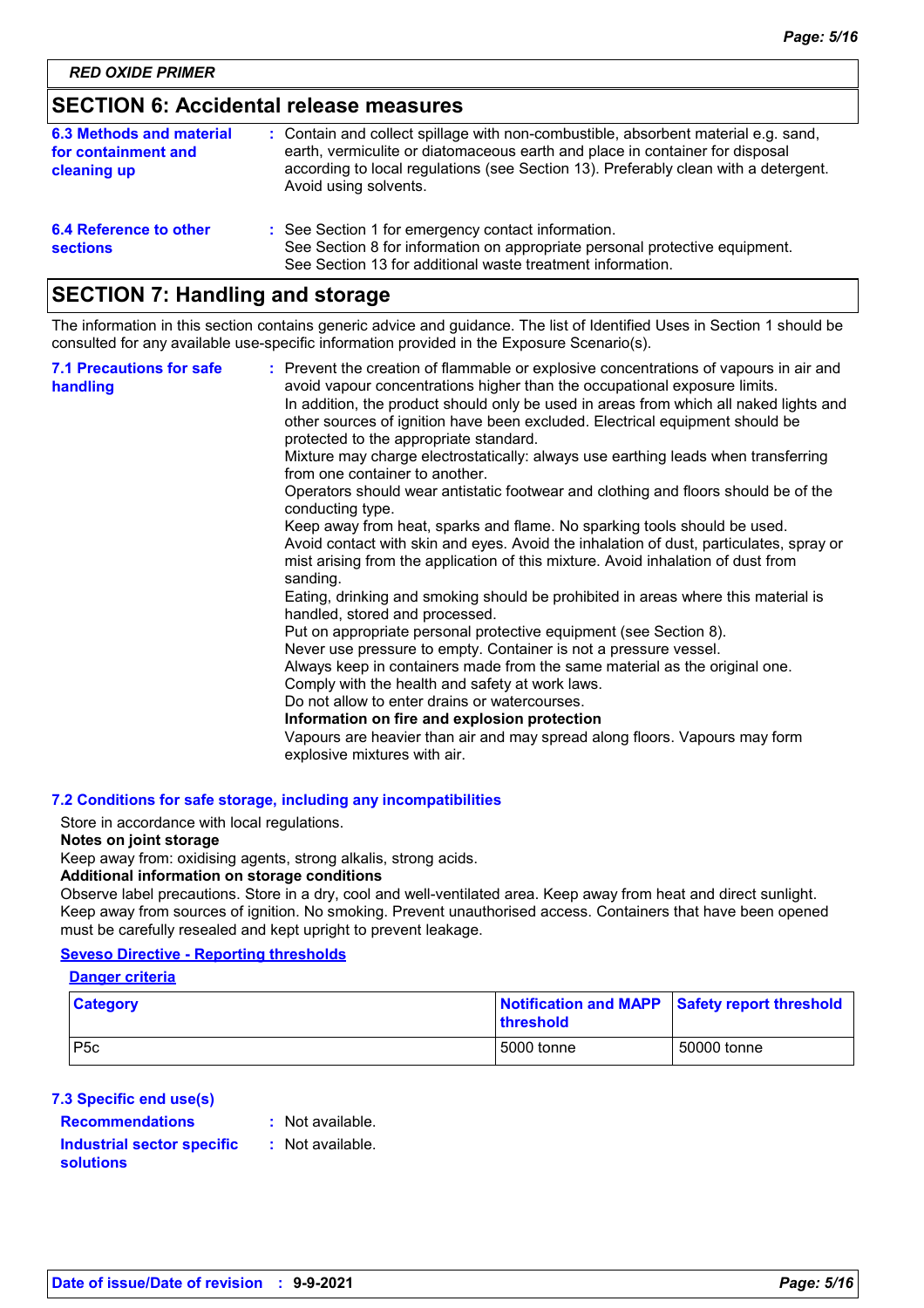*RED OXIDE PRIMER*

## SECTION 6: Accidental release measures

**6.3 Methods and material for containment and cleaning up** : Contain and collect spillage with non-combustible, absorbent material e.g. sand, earth, vermiculite or diatomaceous earth and place in container for disposal according to local regulations (see Section 13). Preferably clean with a detergent. Avoid using solvents.

**6.4 Reference to other sections** : See Section 1 for emergency contact information.
See Section 8 for information on appropriate personal protective equipment.
See Section 13 for additional waste treatment information.

## SECTION 7: Handling and storage

The information in this section contains generic advice and guidance. The list of Identified Uses in Section 1 should be consulted for any available use-specific information provided in the Exposure Scenario(s).

**7.1 Precautions for safe handling** : Prevent the creation of flammable or explosive concentrations of vapours in air and avoid vapour concentrations higher than the occupational exposure limits.
In addition, the product should only be used in areas from which all naked lights and other sources of ignition have been excluded. Electrical equipment should be protected to the appropriate standard.
Mixture may charge electrostatically: always use earthing leads when transferring from one container to another.
Operators should wear antistatic footwear and clothing and floors should be of the conducting type.
Keep away from heat, sparks and flame. No sparking tools should be used.
Avoid contact with skin and eyes. Avoid the inhalation of dust, particulates, spray or mist arising from the application of this mixture. Avoid inhalation of dust from sanding.
Eating, drinking and smoking should be prohibited in areas where this material is handled, stored and processed.
Put on appropriate personal protective equipment (see Section 8).
Never use pressure to empty. Container is not a pressure vessel.
Always keep in containers made from the same material as the original one.
Comply with the health and safety at work laws.
Do not allow to enter drains or watercourses.
**Information on fire and explosion protection**
Vapours are heavier than air and may spread along floors. Vapours may form explosive mixtures with air.

**7.2 Conditions for safe storage, including any incompatibilities**

Store in accordance with local regulations.
**Notes on joint storage**
Keep away from: oxidising agents, strong alkalis, strong acids.
**Additional information on storage conditions**
Observe label precautions. Store in a dry, cool and well-ventilated area. Keep away from heat and direct sunlight. Keep away from sources of ignition. No smoking. Prevent unauthorised access. Containers that have been opened must be carefully resealed and kept upright to prevent leakage.

**Seveso Directive - Reporting thresholds**

**Danger criteria**

| Category | Notification and MAPP threshold | Safety report threshold |
|---|---|---|
| P5c | 5000 tonne | 50000 tonne |

**7.3 Specific end use(s)**

**Recommendations** : Not available.

**Industrial sector specific solutions** : Not available.

**Date of issue/Date of revision** : **9-9-2021**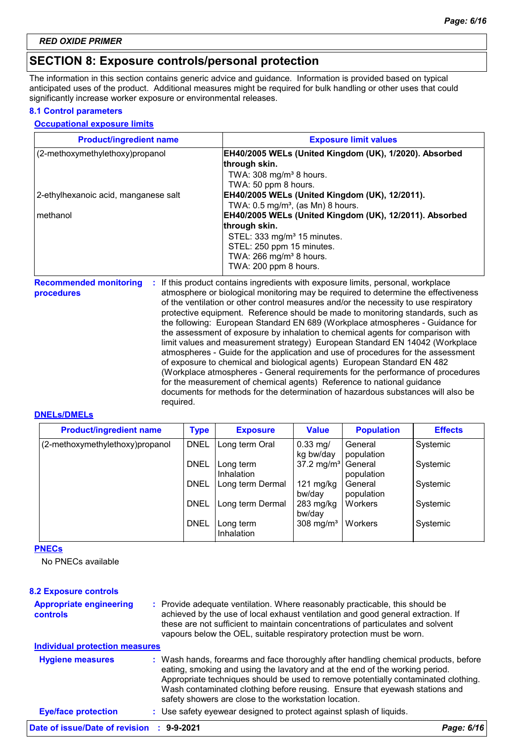**RED OXIDE PRIMER**

## SECTION 8: Exposure controls/personal protection

The information in this section contains generic advice and guidance. Information is provided based on typical anticipated uses of the product. Additional measures might be required for bulk handling or other uses that could significantly increase worker exposure or environmental releases.

### 8.1 Control parameters

**Occupational exposure limits**

| Product/ingredient name | Exposure limit values |
|---|---|
| (2-methoxymethylethoxy)propanol | **EH40/2005 WELs (United Kingdom (UK), 1/2020). Absorbed through skin.**<br>TWA: 308 mg/m³ 8 hours.<br>TWA: 50 ppm 8 hours. |
| 2-ethylhexanoic acid, manganese salt | **EH40/2005 WELs (United Kingdom (UK), 12/2011).**<br>TWA: 0.5 mg/m³, (as Mn) 8 hours. |
| methanol | **EH40/2005 WELs (United Kingdom (UK), 12/2011). Absorbed through skin.**<br>STEL: 333 mg/m³ 15 minutes.<br>STEL: 250 ppm 15 minutes.<br>TWA: 266 mg/m³ 8 hours.<br>TWA: 200 ppm 8 hours. |

**Recommended monitoring procedures** : If this product contains ingredients with exposure limits, personal, workplace atmosphere or biological monitoring may be required to determine the effectiveness of the ventilation or other control measures and/or the necessity to use respiratory protective equipment. Reference should be made to monitoring standards, such as the following: European Standard EN 689 (Workplace atmospheres - Guidance for the assessment of exposure by inhalation to chemical agents for comparison with limit values and measurement strategy) European Standard EN 14042 (Workplace atmospheres - Guide for the application and use of procedures for the assessment of exposure to chemical and biological agents) European Standard EN 482 (Workplace atmospheres - General requirements for the performance of procedures for the measurement of chemical agents) Reference to national guidance documents for methods for the determination of hazardous substances will also be required.

**DNELs/DMELs**

| Product/ingredient name | Type | Exposure | Value | Population | Effects |
|---|---|---|---|---|---|
| (2-methoxymethylethoxy)propanol | DNEL | Long term Oral | 0.33 mg/kg bw/day | General population | Systemic |
| | DNEL | Long term Inhalation | 37.2 mg/m³ | General population | Systemic |
| | DNEL | Long term Dermal | 121 mg/kg bw/day | General population | Systemic |
| | DNEL | Long term Dermal | 283 mg/kg bw/day | Workers | Systemic |
| | DNEL | Long term Inhalation | 308 mg/m³ | Workers | Systemic |

**PNECs**

No PNECs available

### 8.2 Exposure controls

**Appropriate engineering controls** : Provide adequate ventilation. Where reasonably practicable, this should be achieved by the use of local exhaust ventilation and good general extraction. If these are not sufficient to maintain concentrations of particulates and solvent vapours below the OEL, suitable respiratory protection must be worn.

**Individual protection measures**

**Hygiene measures** : Wash hands, forearms and face thoroughly after handling chemical products, before eating, smoking and using the lavatory and at the end of the working period. Appropriate techniques should be used to remove potentially contaminated clothing. Wash contaminated clothing before reusing. Ensure that eyewash stations and safety showers are close to the workstation location.

**Eye/face protection** : Use safety eyewear designed to protect against splash of liquids.

**Date of issue/Date of revision** : **9-9-2021**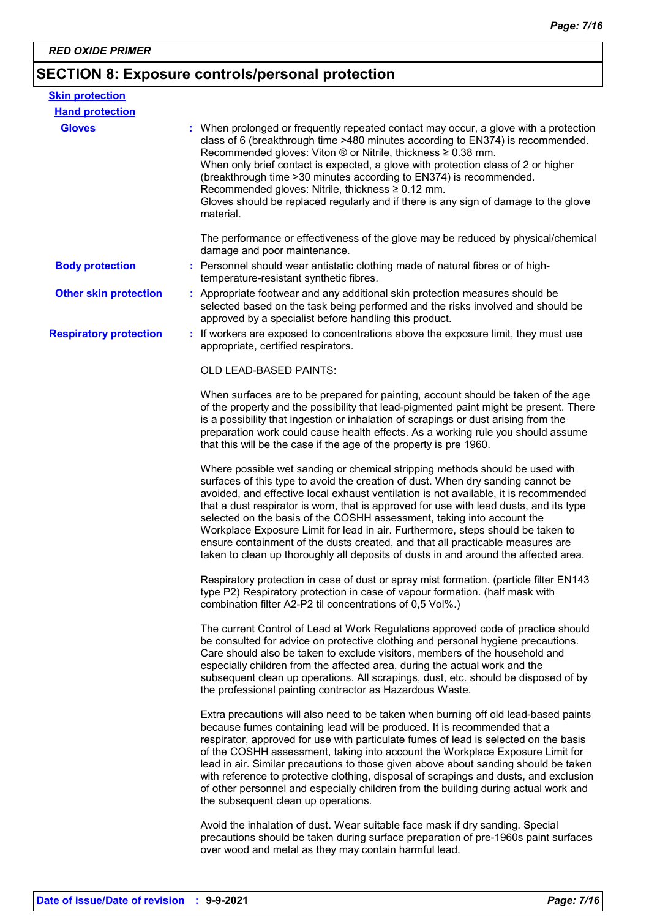## SECTION 8: Exposure controls/personal protection

**Skin protection**

**Hand protection**

**Gloves** : When prolonged or frequently repeated contact may occur, a glove with a protection class of 6 (breakthrough time >480 minutes according to EN374) is recommended. Recommended gloves: Viton ® or Nitrile, thickness ≥ 0.38 mm.
When only brief contact is expected, a glove with protection class of 2 or higher (breakthrough time >30 minutes according to EN374) is recommended. Recommended gloves: Nitrile, thickness ≥ 0.12 mm.
Gloves should be replaced regularly and if there is any sign of damage to the glove material.

The performance or effectiveness of the glove may be reduced by physical/chemical damage and poor maintenance.

**Body protection** : Personnel should wear antistatic clothing made of natural fibres or of high-temperature-resistant synthetic fibres.

**Other skin protection** : Appropriate footwear and any additional skin protection measures should be selected based on the task being performed and the risks involved and should be approved by a specialist before handling this product.

**Respiratory protection** : If workers are exposed to concentrations above the exposure limit, they must use appropriate, certified respirators.

OLD LEAD-BASED PAINTS:

When surfaces are to be prepared for painting, account should be taken of the age of the property and the possibility that lead-pigmented paint might be present. There is a possibility that ingestion or inhalation of scrapings or dust arising from the preparation work could cause health effects. As a working rule you should assume that this will be the case if the age of the property is pre 1960.

Where possible wet sanding or chemical stripping methods should be used with surfaces of this type to avoid the creation of dust. When dry sanding cannot be avoided, and effective local exhaust ventilation is not available, it is recommended that a dust respirator is worn, that is approved for use with lead dusts, and its type selected on the basis of the COSHH assessment, taking into account the Workplace Exposure Limit for lead in air. Furthermore, steps should be taken to ensure containment of the dusts created, and that all practicable measures are taken to clean up thoroughly all deposits of dusts in and around the affected area.

Respiratory protection in case of dust or spray mist formation. (particle filter EN143 type P2) Respiratory protection in case of vapour formation. (half mask with combination filter A2-P2 til concentrations of 0,5 Vol%.)

The current Control of Lead at Work Regulations approved code of practice should be consulted for advice on protective clothing and personal hygiene precautions. Care should also be taken to exclude visitors, members of the household and especially children from the affected area, during the actual work and the subsequent clean up operations. All scrapings, dust, etc. should be disposed of by the professional painting contractor as Hazardous Waste.

Extra precautions will also need to be taken when burning off old lead-based paints because fumes containing lead will be produced. It is recommended that a respirator, approved for use with particulate fumes of lead is selected on the basis of the COSHH assessment, taking into account the Workplace Exposure Limit for lead in air. Similar precautions to those given above about sanding should be taken with reference to protective clothing, disposal of scrapings and dusts, and exclusion of other personnel and especially children from the building during actual work and the subsequent clean up operations.

Avoid the inhalation of dust. Wear suitable face mask if dry sanding. Special precautions should be taken during surface preparation of pre-1960s paint surfaces over wood and metal as they may contain harmful lead.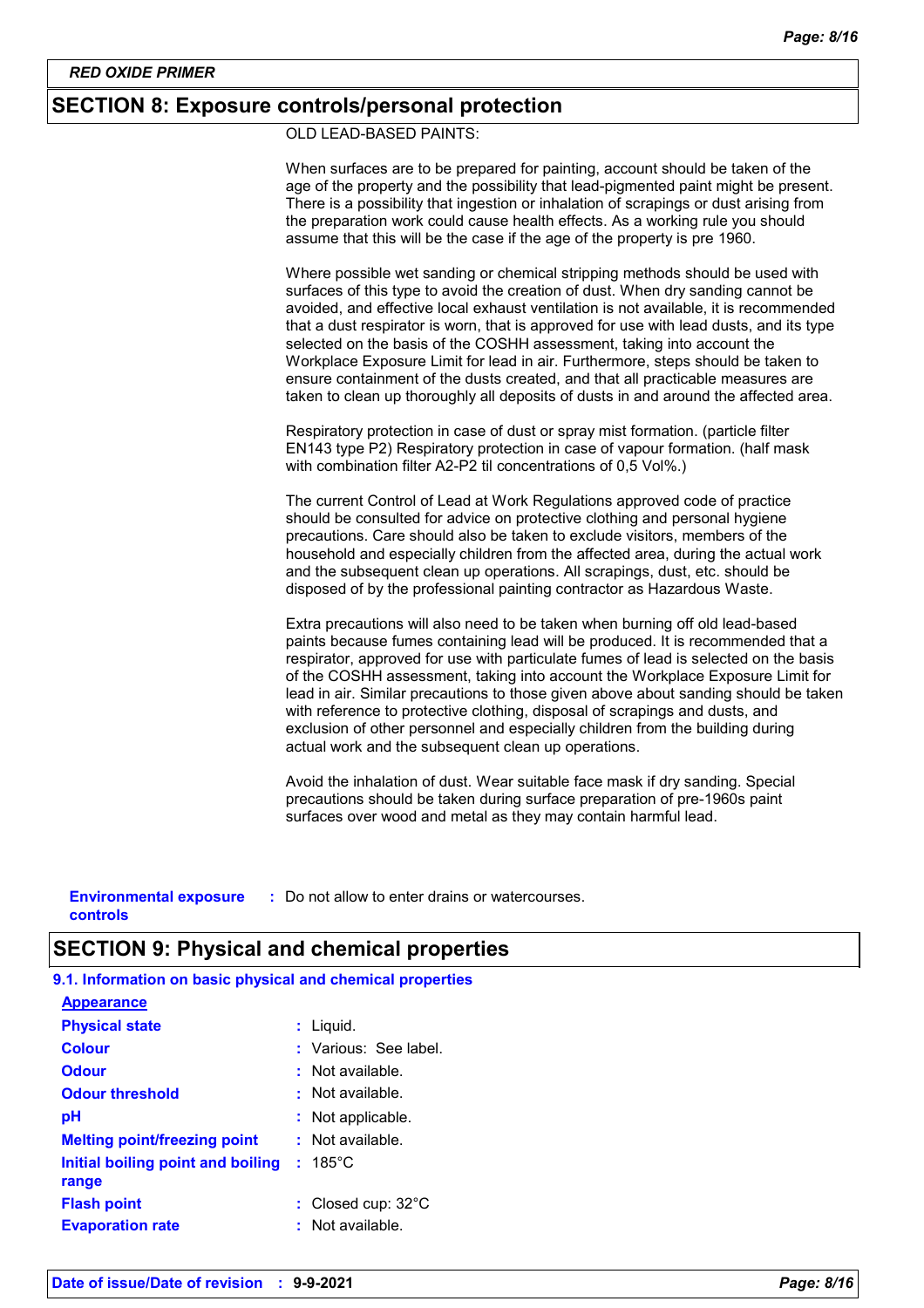## SECTION 8: Exposure controls/personal protection

OLD LEAD-BASED PAINTS:

When surfaces are to be prepared for painting, account should be taken of the age of the property and the possibility that lead-pigmented paint might be present. There is a possibility that ingestion or inhalation of scrapings or dust arising from the preparation work could cause health effects. As a working rule you should assume that this will be the case if the age of the property is pre 1960.

Where possible wet sanding or chemical stripping methods should be used with surfaces of this type to avoid the creation of dust. When dry sanding cannot be avoided, and effective local exhaust ventilation is not available, it is recommended that a dust respirator is worn, that is approved for use with lead dusts, and its type selected on the basis of the COSHH assessment, taking into account the Workplace Exposure Limit for lead in air. Furthermore, steps should be taken to ensure containment of the dusts created, and that all practicable measures are taken to clean up thoroughly all deposits of dusts in and around the affected area.

Respiratory protection in case of dust or spray mist formation. (particle filter EN143 type P2) Respiratory protection in case of vapour formation. (half mask with combination filter A2-P2 til concentrations of 0,5 Vol%.)

The current Control of Lead at Work Regulations approved code of practice should be consulted for advice on protective clothing and personal hygiene precautions. Care should also be taken to exclude visitors, members of the household and especially children from the affected area, during the actual work and the subsequent clean up operations. All scrapings, dust, etc. should be disposed of by the professional painting contractor as Hazardous Waste.

Extra precautions will also need to be taken when burning off old lead-based paints because fumes containing lead will be produced. It is recommended that a respirator, approved for use with particulate fumes of lead is selected on the basis of the COSHH assessment, taking into account the Workplace Exposure Limit for lead in air. Similar precautions to those given above about sanding should be taken with reference to protective clothing, disposal of scrapings and dusts, and exclusion of other personnel and especially children from the building during actual work and the subsequent clean up operations.

Avoid the inhalation of dust. Wear suitable face mask if dry sanding. Special precautions should be taken during surface preparation of pre-1960s paint surfaces over wood and metal as they may contain harmful lead.

**Environmental exposure controls** : Do not allow to enter drains or watercourses.

## SECTION 9: Physical and chemical properties

### 9.1. Information on basic physical and chemical properties

**Appearance**

| Property | Value |
|---|---|
| **Physical state** | Liquid. |
| **Colour** | Various: See label. |
| **Odour** | Not available. |
| **Odour threshold** | Not available. |
| **pH** | Not applicable. |
| **Melting point/freezing point** | Not available. |
| **Initial boiling point and boiling range** | 185°C |
| **Flash point** | Closed cup: 32°C |
| **Evaporation rate** | Not available. |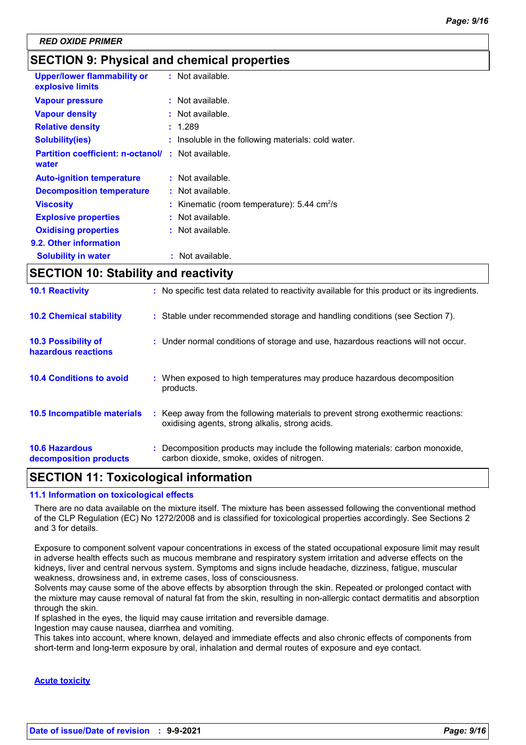RED OXIDE PRIMER

## SECTION 9: Physical and chemical properties

| | | |
|---|---|---|
| **Upper/lower flammability or explosive limits** | : | Not available. |
| **Vapour pressure** | : | Not available. |
| **Vapour density** | : | Not available. |
| **Relative density** | : | 1.289 |
| **Solubility(ies)** | : | Insoluble in the following materials: cold water. |
| **Partition coefficient: n-octanol/ water** | : | Not available. |
| **Auto-ignition temperature** | : | Not available. |
| **Decomposition temperature** | : | Not available. |
| **Viscosity** | : | Kinematic (room temperature): 5.44 $cm^2/s$ |
| **Explosive properties** | : | Not available. |
| **Oxidising properties** | : | Not available. |

### 9.2. Other information

| | | |
|---|---|---|
| **Solubility in water** | : | Not available. |

## SECTION 10: Stability and reactivity

| | | |
|---|---|---|
| **10.1 Reactivity** | : | No specific test data related to reactivity available for this product or its ingredients. |
| **10.2 Chemical stability** | : | Stable under recommended storage and handling conditions (see Section 7). |
| **10.3 Possibility of hazardous reactions** | : | Under normal conditions of storage and use, hazardous reactions will not occur. |
| **10.4 Conditions to avoid** | : | When exposed to high temperatures may produce hazardous decomposition products. |
| **10.5 Incompatible materials** | : | Keep away from the following materials to prevent strong exothermic reactions: oxidising agents, strong alkalis, strong acids. |
| **10.6 Hazardous decomposition products** | : | Decomposition products may include the following materials: carbon monoxide, carbon dioxide, smoke, oxides of nitrogen. |

## SECTION 11: Toxicological information

### 11.1 Information on toxicological effects

There are no data available on the mixture itself. The mixture has been assessed following the conventional method of the CLP Regulation (EC) No 1272/2008 and is classified for toxicological properties accordingly. See Sections 2 and 3 for details.

Exposure to component solvent vapour concentrations in excess of the stated occupational exposure limit may result in adverse health effects such as mucous membrane and respiratory system irritation and adverse effects on the kidneys, liver and central nervous system. Symptoms and signs include headache, dizziness, fatigue, muscular weakness, drowsiness and, in extreme cases, loss of consciousness.
Solvents may cause some of the above effects by absorption through the skin. Repeated or prolonged contact with the mixture may cause removal of natural fat from the skin, resulting in non-allergic contact dermatitis and absorption through the skin.
If splashed in the eyes, the liquid may cause irritation and reversible damage.
Ingestion may cause nausea, diarrhea and vomiting.
This takes into account, where known, delayed and immediate effects and also chronic effects of components from short-term and long-term exposure by oral, inhalation and dermal routes of exposure and eye contact.

**Acute toxicity**

**Date of issue/Date of revision** : **9-9-2021**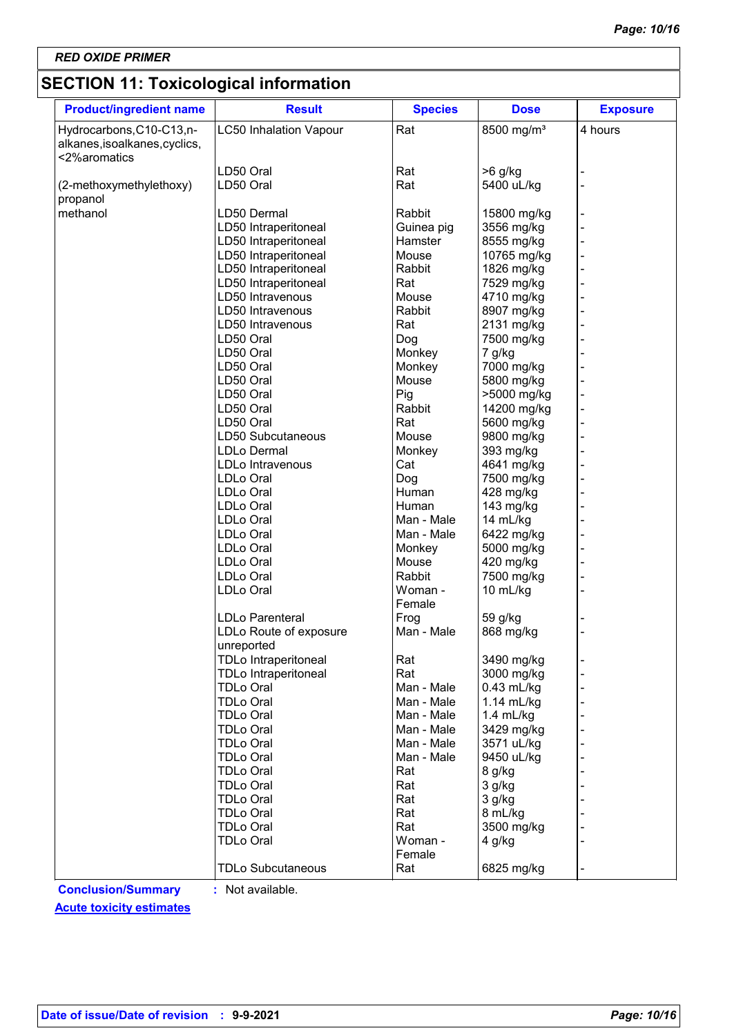RED OXIDE PRIMER

## SECTION 11: Toxicological information

| Product/ingredient name | Result | Species | Dose | Exposure |
|---|---|---|---|---|
| Hydrocarbons,C10-C13,n-alkanes,isoalkanes,cyclics,<2%aromatics | LC50 Inhalation Vapour | Rat | 8500 mg/m³ | 4 hours |
| | LD50 Oral | Rat | >6 g/kg | - |
| (2-methoxymethylethoxy) propanol | LD50 Oral | Rat | 5400 uL/kg | - |
| methanol | LD50 Dermal | Rabbit | 15800 mg/kg | - |
| | LD50 Intraperitoneal | Guinea pig | 3556 mg/kg | - |
| | LD50 Intraperitoneal | Hamster | 8555 mg/kg | - |
| | LD50 Intraperitoneal | Mouse | 10765 mg/kg | - |
| | LD50 Intraperitoneal | Rabbit | 1826 mg/kg | - |
| | LD50 Intraperitoneal | Rat | 7529 mg/kg | - |
| | LD50 Intravenous | Mouse | 4710 mg/kg | - |
| | LD50 Intravenous | Rabbit | 8907 mg/kg | - |
| | LD50 Intravenous | Rat | 2131 mg/kg | - |
| | LD50 Oral | Dog | 7500 mg/kg | - |
| | LD50 Oral | Monkey | 7 g/kg | - |
| | LD50 Oral | Monkey | 7000 mg/kg | - |
| | LD50 Oral | Mouse | 5800 mg/kg | - |
| | LD50 Oral | Pig | >5000 mg/kg | - |
| | LD50 Oral | Rabbit | 14200 mg/kg | - |
| | LD50 Oral | Rat | 5600 mg/kg | - |
| | LD50 Subcutaneous | Mouse | 9800 mg/kg | - |
| | LDLo Dermal | Monkey | 393 mg/kg | - |
| | LDLo Intravenous | Cat | 4641 mg/kg | - |
| | LDLo Oral | Dog | 7500 mg/kg | - |
| | LDLo Oral | Human | 428 mg/kg | - |
| | LDLo Oral | Human | 143 mg/kg | - |
| | LDLo Oral | Man - Male | 14 mL/kg | - |
| | LDLo Oral | Man - Male | 6422 mg/kg | - |
| | LDLo Oral | Monkey | 5000 mg/kg | - |
| | LDLo Oral | Mouse | 420 mg/kg | - |
| | LDLo Oral | Rabbit | 7500 mg/kg | - |
| | LDLo Oral | Woman - Female | 10 mL/kg | - |
| | LDLo Parenteral | Frog | 59 g/kg | - |
| | LDLo Route of exposure unreported | Man - Male | 868 mg/kg | - |
| | TDLo Intraperitoneal | Rat | 3490 mg/kg | - |
| | TDLo Intraperitoneal | Rat | 3000 mg/kg | - |
| | TDLo Oral | Man - Male | 0.43 mL/kg | - |
| | TDLo Oral | Man - Male | 1.14 mL/kg | - |
| | TDLo Oral | Man - Male | 1.4 mL/kg | - |
| | TDLo Oral | Man - Male | 3429 mg/kg | - |
| | TDLo Oral | Man - Male | 3571 uL/kg | - |
| | TDLo Oral | Man - Male | 9450 uL/kg | - |
| | TDLo Oral | Rat | 8 g/kg | - |
| | TDLo Oral | Rat | 3 g/kg | - |
| | TDLo Oral | Rat | 3 g/kg | - |
| | TDLo Oral | Rat | 8 mL/kg | - |
| | TDLo Oral | Rat | 3500 mg/kg | - |
| | TDLo Oral | Woman - Female | 4 g/kg | - |
| | TDLo Subcutaneous | Rat | 6825 mg/kg | - |

**Conclusion/Summary** : Not available.

**Acute toxicity estimates**

**Date of issue/Date of revision** : **9-9-2021**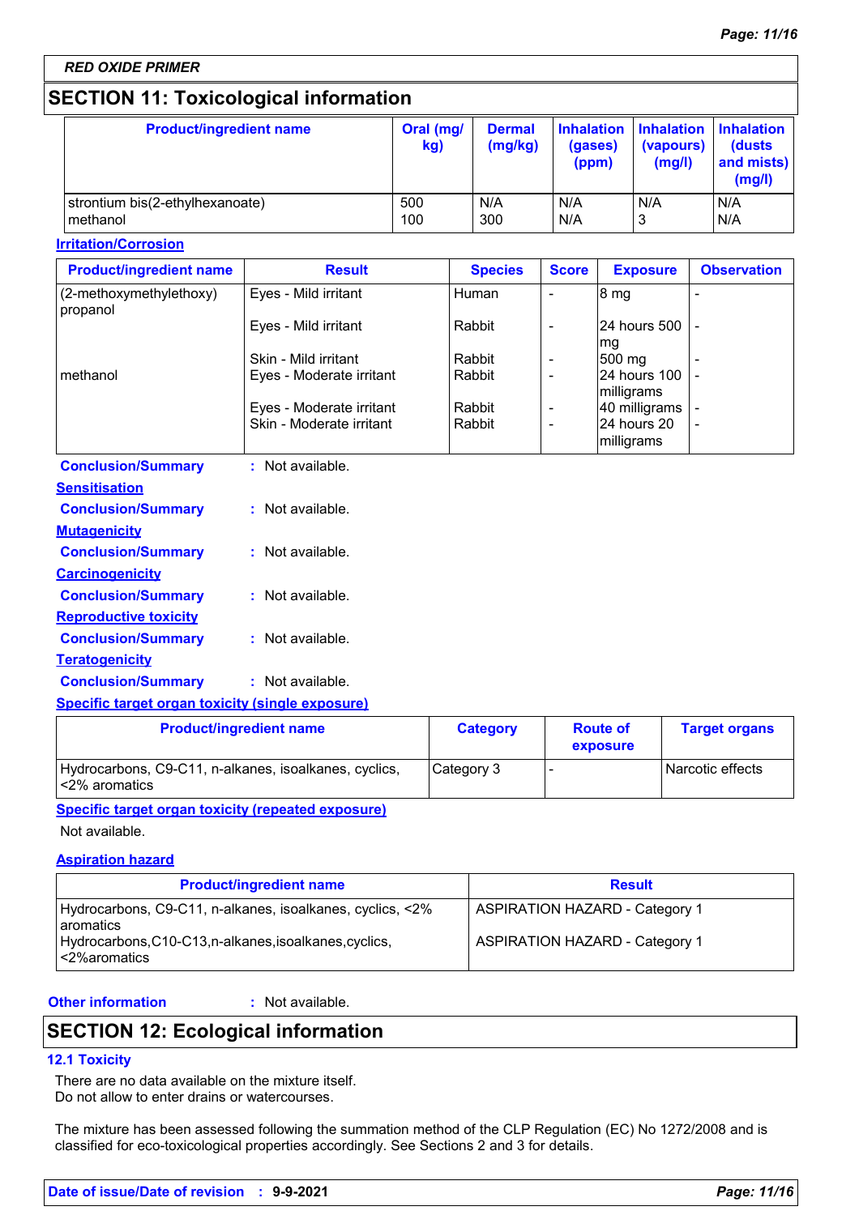RED OXIDE PRIMER

## SECTION 11: Toxicological information

| Product/ingredient name | Oral (mg/kg) | Dermal (mg/kg) | Inhalation (gases) (ppm) | Inhalation (vapours) (mg/l) | Inhalation (dusts and mists) (mg/l) |
|---|---|---|---|---|---|
| strontium bis(2-ethylhexanoate) | 500 | N/A | N/A | N/A | N/A |
| methanol | 100 | 300 | N/A | 3 | N/A |

### Irritation/Corrosion

| Product/ingredient name | Result | Species | Score | Exposure | Observation |
|---|---|---|---|---|---|
| (2-methoxymethylethoxy) propanol | Eyes - Mild irritant | Human | - | 8 mg | - |
| | Eyes - Mild irritant | Rabbit | - | 24 hours 500 mg | - |
| | Skin - Mild irritant | Rabbit | - | 500 mg | - |
| methanol | Eyes - Moderate irritant | Rabbit | - | 24 hours 100 milligrams | - |
| | Eyes - Moderate irritant | Rabbit | - | 40 milligrams | - |
| | Skin - Moderate irritant | Rabbit | - | 24 hours 20 milligrams | - |

**Conclusion/Summary** : Not available.

### Sensitisation

**Conclusion/Summary** : Not available.

### Mutagenicity

**Conclusion/Summary** : Not available.

### Carcinogenicity

**Conclusion/Summary** : Not available.

### Reproductive toxicity

**Conclusion/Summary** : Not available.

### Teratogenicity

**Conclusion/Summary** : Not available.

### Specific target organ toxicity (single exposure)

| Product/ingredient name | Category | Route of exposure | Target organs |
|---|---|---|---|
| Hydrocarbons, C9-C11, n-alkanes, isoalkanes, cyclics, <2% aromatics | Category 3 | - | Narcotic effects |

### Specific target organ toxicity (repeated exposure)

Not available.

### Aspiration hazard

| Product/ingredient name | Result |
|---|---|
| Hydrocarbons, C9-C11, n-alkanes, isoalkanes, cyclics, <2% aromatics | ASPIRATION HAZARD - Category 1 |
| Hydrocarbons,C10-C13,n-alkanes,isoalkanes,cyclics, <2%aromatics | ASPIRATION HAZARD - Category 1 |

**Other information** : Not available.

## SECTION 12: Ecological information

### 12.1 Toxicity

There are no data available on the mixture itself.
Do not allow to enter drains or watercourses.

The mixture has been assessed following the summation method of the CLP Regulation (EC) No 1272/2008 and is classified for eco-toxicological properties accordingly. See Sections 2 and 3 for details.

**Date of issue/Date of revision** : 9-9-2021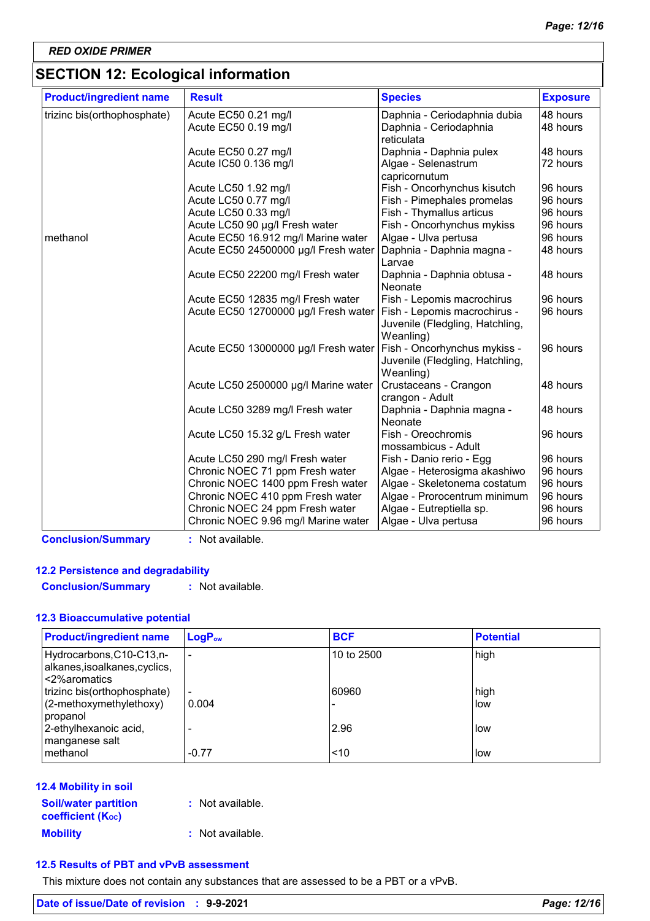**RED OXIDE PRIMER**

## SECTION 12: Ecological information

| Product/ingredient name | Result | Species | Exposure |
|---|---|---|---|
| trizinc bis(orthophosphate) | Acute EC50 0.21 mg/l | Daphnia - Ceriodaphnia dubia | 48 hours |
| | Acute EC50 0.19 mg/l | Daphnia - Ceriodaphnia reticulata | 48 hours |
| | Acute EC50 0.27 mg/l | Daphnia - Daphnia pulex | 48 hours |
| | Acute IC50 0.136 mg/l | Algae - Selenastrum capricornutum | 72 hours |
| | Acute LC50 1.92 mg/l | Fish - Oncorhynchus kisutch | 96 hours |
| | Acute LC50 0.77 mg/l | Fish - Pimephales promelas | 96 hours |
| | Acute LC50 0.33 mg/l | Fish - Thymallus articus | 96 hours |
| | Acute LC50 90 µg/l Fresh water | Fish - Oncorhynchus mykiss | 96 hours |
| methanol | Acute EC50 16.912 mg/l Marine water | Algae - Ulva pertusa | 96 hours |
| | Acute EC50 24500000 µg/l Fresh water | Daphnia - Daphnia magna - Larvae | 48 hours |
| | Acute EC50 22200 mg/l Fresh water | Daphnia - Daphnia obtusa - Neonate | 48 hours |
| | Acute EC50 12835 mg/l Fresh water | Fish - Lepomis macrochirus | 96 hours |
| | Acute EC50 12700000 µg/l Fresh water | Fish - Lepomis macrochirus - Juvenile (Fledgling, Hatchling, Weanling) | 96 hours |
| | Acute EC50 13000000 µg/l Fresh water | Fish - Oncorhynchus mykiss - Juvenile (Fledgling, Hatchling, Weanling) | 96 hours |
| | Acute LC50 2500000 µg/l Marine water | Crustaceans - Crangon crangon - Adult | 48 hours |
| | Acute LC50 3289 mg/l Fresh water | Daphnia - Daphnia magna - Neonate | 48 hours |
| | Acute LC50 15.32 g/L Fresh water | Fish - Oreochromis mossambicus - Adult | 96 hours |
| | Acute LC50 290 mg/l Fresh water | Fish - Danio rerio - Egg | 96 hours |
| | Chronic NOEC 71 ppm Fresh water | Algae - Heterosigma akashiwo | 96 hours |
| | Chronic NOEC 1400 ppm Fresh water | Algae - Skeletonema costatum | 96 hours |
| | Chronic NOEC 410 ppm Fresh water | Algae - Prorocentrum minimum | 96 hours |
| | Chronic NOEC 24 ppm Fresh water | Algae - Eutreptiella sp. | 96 hours |
| | Chronic NOEC 9.96 mg/l Marine water | Algae - Ulva pertusa | 96 hours |

**Conclusion/Summary** : Not available.

### 12.2 Persistence and degradability

**Conclusion/Summary** : Not available.

### 12.3 Bioaccumulative potential

| Product/ingredient name | $LogP_{ow}$ | BCF | Potential |
|---|---|---|---|
| Hydrocarbons,C10-C13,n-alkanes,isoalkanes,cyclics,<2%aromatics | - | 10 to 2500 | high |
| trizinc bis(orthophosphate) | - | 60960 | high |
| (2-methoxymethylethoxy) propanol | 0.004 | - | low |
| 2-ethylhexanoic acid, manganese salt | - | 2.96 | low |
| methanol | -0.77 | <10 | low |

### 12.4 Mobility in soil

**Soil/water partition coefficient ($K_{OC}$)** : Not available.

**Mobility** : Not available.

### 12.5 Results of PBT and vPvB assessment

This mixture does not contain any substances that are assessed to be a PBT or a vPvB.

**Date of issue/Date of revision** : **9-9-2021**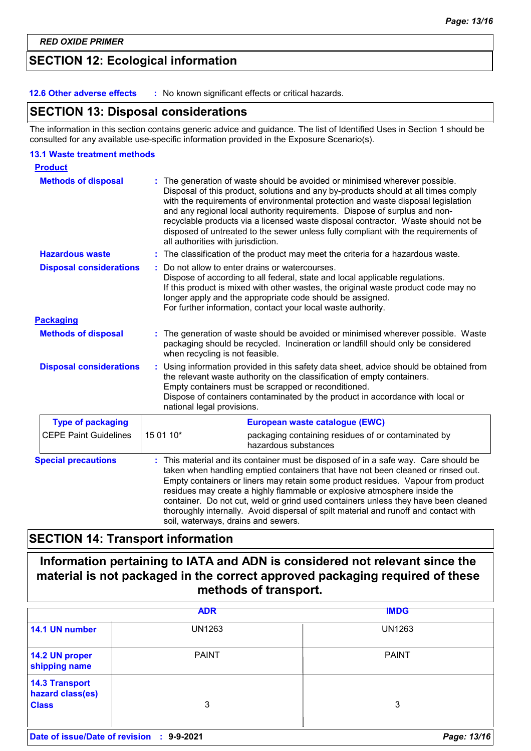RED OXIDE PRIMER

## SECTION 12: Ecological information

**12.6 Other adverse effects** : No known significant effects or critical hazards.

## SECTION 13: Disposal considerations

The information in this section contains generic advice and guidance. The list of Identified Uses in Section 1 should be consulted for any available use-specific information provided in the Exposure Scenario(s).

### 13.1 Waste treatment methods

**Product**

**Methods of disposal** : The generation of waste should be avoided or minimised wherever possible. Disposal of this product, solutions and any by-products should at all times comply with the requirements of environmental protection and waste disposal legislation and any regional local authority requirements. Dispose of surplus and non-recyclable products via a licensed waste disposal contractor. Waste should not be disposed of untreated to the sewer unless fully compliant with the requirements of all authorities with jurisdiction.

**Hazardous waste** : The classification of the product may meet the criteria for a hazardous waste.

**Disposal considerations** : Do not allow to enter drains or watercourses.
Dispose of according to all federal, state and local applicable regulations.
If this product is mixed with other wastes, the original waste product code may no longer apply and the appropriate code should be assigned.
For further information, contact your local waste authority.

**Packaging**

**Methods of disposal** : The generation of waste should be avoided or minimised wherever possible. Waste packaging should be recycled. Incineration or landfill should only be considered when recycling is not feasible.

**Disposal considerations** : Using information provided in this safety data sheet, advice should be obtained from the relevant waste authority on the classification of empty containers.
Empty containers must be scrapped or reconditioned.
Dispose of containers contaminated by the product in accordance with local or national legal provisions.

| Type of packaging | European waste catalogue (EWC) | |
|---|---|---|
| CEPE Paint Guidelines | 15 01 10* | packaging containing residues of or contaminated by hazardous substances |

**Special precautions** : This material and its container must be disposed of in a safe way. Care should be taken when handling emptied containers that have not been cleaned or rinsed out. Empty containers or liners may retain some product residues. Vapour from product residues may create a highly flammable or explosive atmosphere inside the container. Do not cut, weld or grind used containers unless they have been cleaned thoroughly internally. Avoid dispersal of spilt material and runoff and contact with soil, waterways, drains and sewers.

## SECTION 14: Transport information

**Information pertaining to IATA and ADN is considered not relevant since the material is not packaged in the correct approved packaging required of these methods of transport.**

| | ADR | IMDG |
|---|---|---|
| 14.1 UN number | UN1263 | UN1263 |
| 14.2 UN proper shipping name | PAINT | PAINT |
| 14.3 Transport hazard class(es) Class | 3 | 3 |

Date of issue/Date of revision : 9-9-2021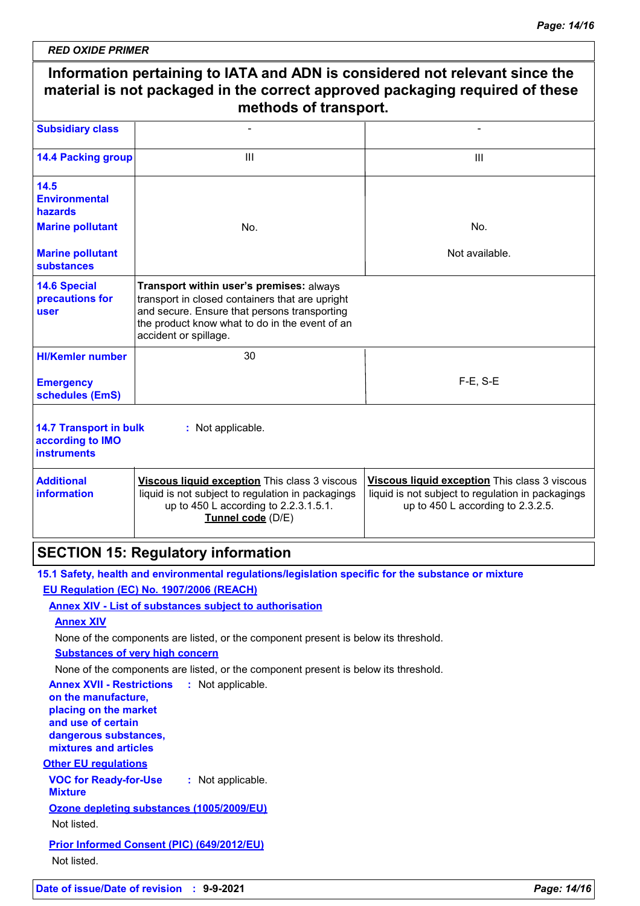RED OXIDE PRIMER

**Information pertaining to IATA and ADN is considered not relevant since the material is not packaged in the correct approved packaging required of these methods of transport.**

| | | |
|---|---|---|
| **Subsidiary class** | - | - |
| **14.4 Packing group** | III | III |
| **14.5 Environmental hazards** **Marine pollutant** | No. | No. |
| **Marine pollutant substances** | | Not available. |
| **14.6 Special precautions for user** | **Transport within user's premises:** always transport in closed containers that are upright and secure. Ensure that persons transporting the product know what to do in the event of an accident or spillage. | |
| **HI/Kemler number** | 30 | |
| **Emergency schedules (EmS)** | | F-E, S-E |
| **14.7 Transport in bulk according to IMO instruments** | : Not applicable. | |
| **Additional information** | **Viscous liquid exception** This class 3 viscous liquid is not subject to regulation in packagings up to 450 L according to 2.2.3.1.5.1. **Tunnel code** (D/E) | **Viscous liquid exception** This class 3 viscous liquid is not subject to regulation in packagings up to 450 L according to 2.3.2.5. |

## SECTION 15: Regulatory information

**15.1 Safety, health and environmental regulations/legislation specific for the substance or mixture**

**EU Regulation (EC) No. 1907/2006 (REACH)**

**Annex XIV - List of substances subject to authorisation**

**Annex XIV**

None of the components are listed, or the component present is below its threshold.

**Substances of very high concern**

None of the components are listed, or the component present is below its threshold.

**Annex XVII - Restrictions on the manufacture, placing on the market and use of certain dangerous substances, mixtures and articles** : Not applicable.

**Other EU regulations**

**VOC for Ready-for-Use Mixture** : Not applicable.

**Ozone depleting substances (1005/2009/EU)**

Not listed.

**Prior Informed Consent (PIC) (649/2012/EU)**

Not listed.

**Date of issue/Date of revision** : **9-9-2021**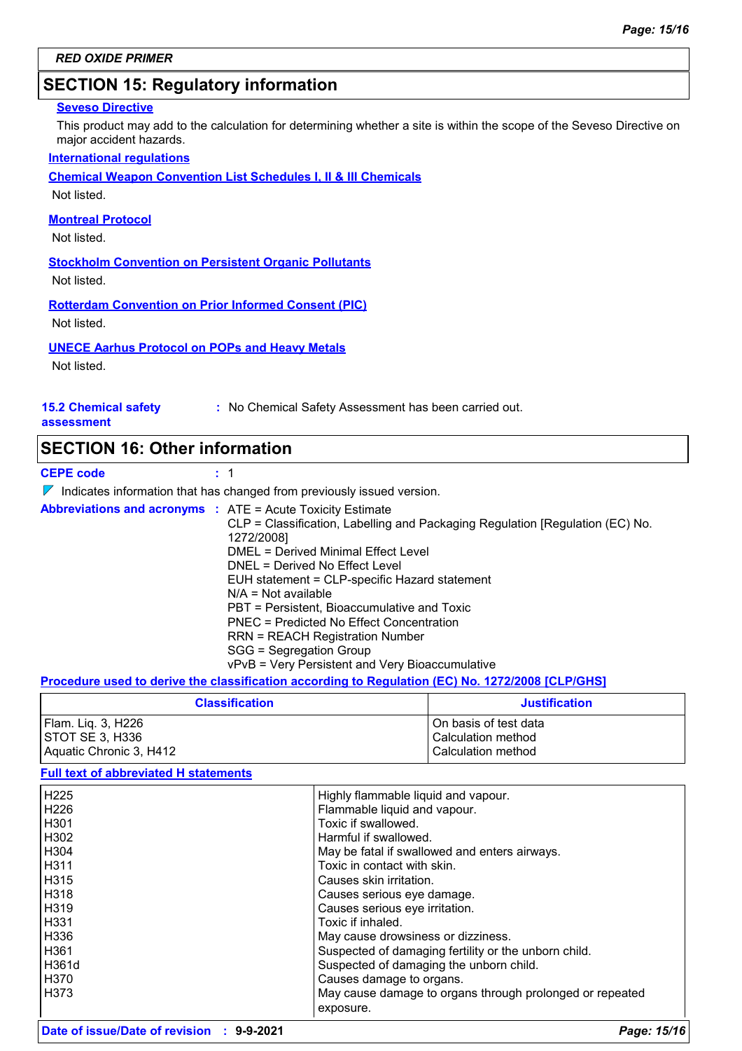## SECTION 15: Regulatory information

**Seveso Directive**

This product may add to the calculation for determining whether a site is within the scope of the Seveso Directive on major accident hazards.

**International regulations**

**Chemical Weapon Convention List Schedules I, II & III Chemicals**

Not listed.

**Montreal Protocol**

Not listed.

**Stockholm Convention on Persistent Organic Pollutants**

Not listed.

**Rotterdam Convention on Prior Informed Consent (PIC)**

Not listed.

**UNECE Aarhus Protocol on POPs and Heavy Metals**

Not listed.

**15.2 Chemical safety assessment** : No Chemical Safety Assessment has been carried out.

## SECTION 16: Other information

**CEPE code** : 1

Indicates information that has changed from previously issued version.

**Abbreviations and acronyms** : ATE = Acute Toxicity Estimate
CLP = Classification, Labelling and Packaging Regulation [Regulation (EC) No. 1272/2008]
DMEL = Derived Minimal Effect Level
DNEL = Derived No Effect Level
EUH statement = CLP-specific Hazard statement
N/A = Not available
PBT = Persistent, Bioaccumulative and Toxic
PNEC = Predicted No Effect Concentration
RRN = REACH Registration Number
SGG = Segregation Group
vPvB = Very Persistent and Very Bioaccumulative

**Procedure used to derive the classification according to Regulation (EC) No. 1272/2008 [CLP/GHS]**

| Classification | Justification |
|---|---|
| Flam. Liq. 3, H226 | On basis of test data |
| STOT SE 3, H336 | Calculation method |
| Aquatic Chronic 3, H412 | Calculation method |

**Full text of abbreviated H statements**

| | |
|---|---|
| H225 | Highly flammable liquid and vapour. |
| H226 | Flammable liquid and vapour. |
| H301 | Toxic if swallowed. |
| H302 | Harmful if swallowed. |
| H304 | May be fatal if swallowed and enters airways. |
| H311 | Toxic in contact with skin. |
| H315 | Causes skin irritation. |
| H318 | Causes serious eye damage. |
| H319 | Causes serious eye irritation. |
| H331 | Toxic if inhaled. |
| H336 | May cause drowsiness or dizziness. |
| H361 | Suspected of damaging fertility or the unborn child. |
| H361d | Suspected of damaging the unborn child. |
| H370 | Causes damage to organs. |
| H373 | May cause damage to organs through prolonged or repeated exposure. |

**Date of issue/Date of revision** : **9-9-2021**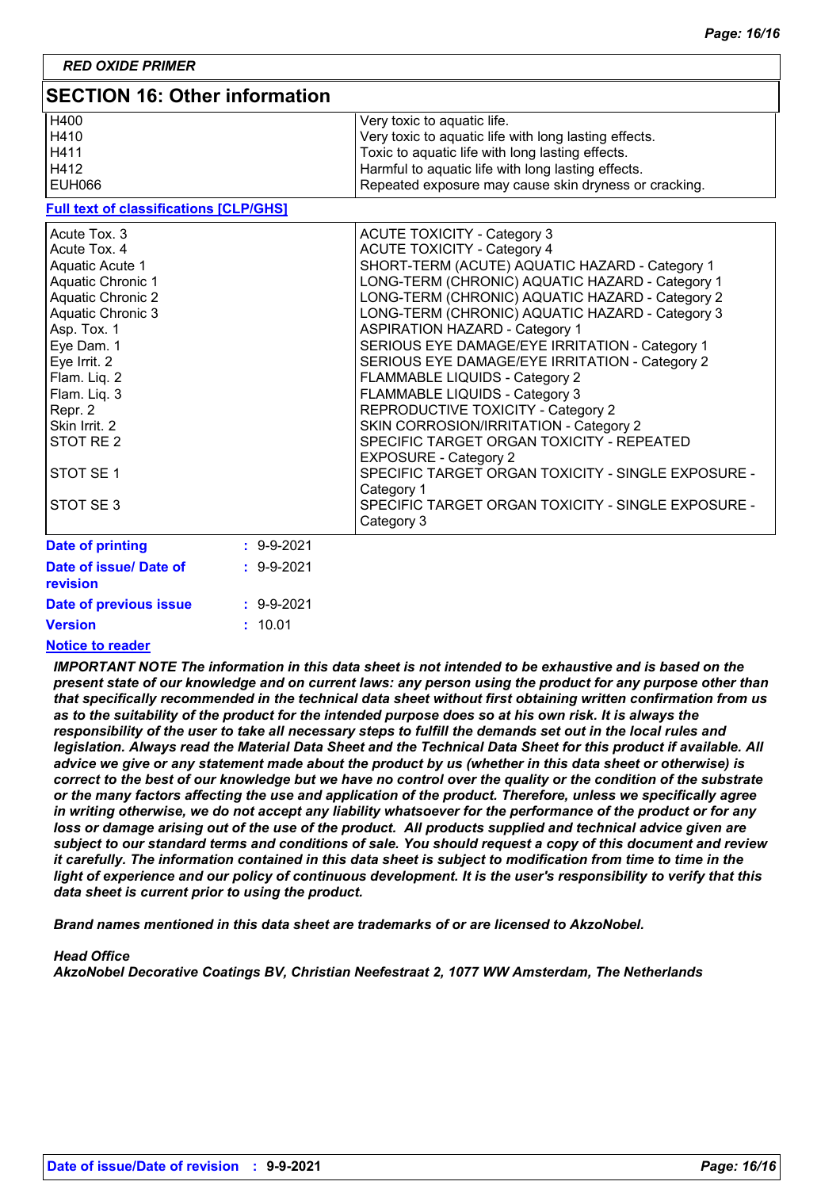RED OXIDE PRIMER

## SECTION 16: Other information

| | |
|---|---|
| H400 | Very toxic to aquatic life. |
| H410 | Very toxic to aquatic life with long lasting effects. |
| H411 | Toxic to aquatic life with long lasting effects. |
| H412 | Harmful to aquatic life with long lasting effects. |
| EUH066 | Repeated exposure may cause skin dryness or cracking. |

**Full text of classifications [CLP/GHS]**

| | |
|---|---|
| Acute Tox. 3 | ACUTE TOXICITY - Category 3 |
| Acute Tox. 4 | ACUTE TOXICITY - Category 4 |
| Aquatic Acute 1 | SHORT-TERM (ACUTE) AQUATIC HAZARD - Category 1 |
| Aquatic Chronic 1 | LONG-TERM (CHRONIC) AQUATIC HAZARD - Category 1 |
| Aquatic Chronic 2 | LONG-TERM (CHRONIC) AQUATIC HAZARD - Category 2 |
| Aquatic Chronic 3 | LONG-TERM (CHRONIC) AQUATIC HAZARD - Category 3 |
| Asp. Tox. 1 | ASPIRATION HAZARD - Category 1 |
| Eye Dam. 1 | SERIOUS EYE DAMAGE/EYE IRRITATION - Category 1 |
| Eye Irrit. 2 | SERIOUS EYE DAMAGE/EYE IRRITATION - Category 2 |
| Flam. Liq. 2 | FLAMMABLE LIQUIDS - Category 2 |
| Flam. Liq. 3 | FLAMMABLE LIQUIDS - Category 3 |
| Repr. 2 | REPRODUCTIVE TOXICITY - Category 2 |
| Skin Irrit. 2 | SKIN CORROSION/IRRITATION - Category 2 |
| STOT RE 2 | SPECIFIC TARGET ORGAN TOXICITY - REPEATED EXPOSURE - Category 2 |
| STOT SE 1 | SPECIFIC TARGET ORGAN TOXICITY - SINGLE EXPOSURE - Category 1 |
| STOT SE 3 | SPECIFIC TARGET ORGAN TOXICITY - SINGLE EXPOSURE - Category 3 |

**Date of printing** : 9-9-2021

**Date of issue/ Date of revision** : 9-9-2021

**Date of previous issue** : 9-9-2021

**Version** : 10.01

**Notice to reader**

***IMPORTANT NOTE The information in this data sheet is not intended to be exhaustive and is based on the present state of our knowledge and on current laws: any person using the product for any purpose other than that specifically recommended in the technical data sheet without first obtaining written confirmation from us as to the suitability of the product for the intended purpose does so at his own risk. It is always the responsibility of the user to take all necessary steps to fulfill the demands set out in the local rules and legislation. Always read the Material Data Sheet and the Technical Data Sheet for this product if available. All advice we give or any statement made about the product by us (whether in this data sheet or otherwise) is correct to the best of our knowledge but we have no control over the quality or the condition of the substrate or the many factors affecting the use and application of the product. Therefore, unless we specifically agree in writing otherwise, we do not accept any liability whatsoever for the performance of the product or for any loss or damage arising out of the use of the product. All products supplied and technical advice given are subject to our standard terms and conditions of sale. You should request a copy of this document and review it carefully. The information contained in this data sheet is subject to modification from time to time in the light of experience and our policy of continuous development. It is the user's responsibility to verify that this data sheet is current prior to using the product.***

***Brand names mentioned in this data sheet are trademarks of or are licensed to AkzoNobel.***

***Head Office***
***AkzoNobel Decorative Coatings BV, Christian Neefestraat 2, 1077 WW Amsterdam, The Netherlands***